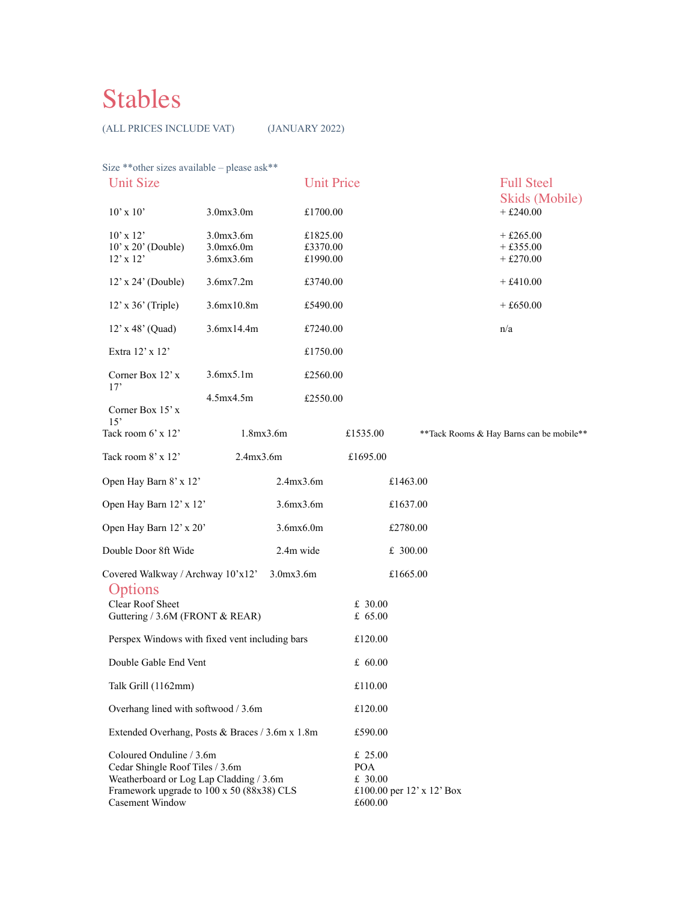# Stables

(ALL PRICES INCLUDE VAT) (JANUARY 2022)

Size **other sizes available – please ask**

| Unit Size | | Unit Price | Full Steel Skids (Mobile) |
|---|---|---|---|
| 10' x 10' | 3.0mx3.0m | £1700.00 | + £240.00 |
| 10' x 12' | 3.0mx3.6m | £1825.00 | + £265.00 |
| 10' x 20' (Double) | 3.0mx6.0m | £3370.00 | + £355.00 |
| 12' x 12' | 3.6mx3.6m | £1990.00 | + £270.00 |
| 12' x 24' (Double) | 3.6mx7.2m | £3740.00 | + £410.00 |
| 12' x 36' (Triple) | 3.6mx10.8m | £5490.00 | + £650.00 |
| 12' x 48' (Quad) | 3.6mx14.4m | £7240.00 | n/a |
| Extra 12' x 12' | | £1750.00 | |
| Corner Box 12' x 17' | 3.6mx5.1m | £2560.00 | |
| Corner Box 15' x 15' | 4.5mx4.5m | £2550.00 | |
| Tack room 6' x 12' | 1.8mx3.6m | £1535.00 | **Tack Rooms & Hay Barns can be mobile** |
| Tack room 8' x 12' | 2.4mx3.6m | £1695.00 | |
| Open Hay Barn 8' x 12' | 2.4mx3.6m | £1463.00 | |
| Open Hay Barn 12' x 12' | 3.6mx3.6m | £1637.00 | |
| Open Hay Barn 12' x 20' | 3.6mx6.0m | £2780.00 | |
| Double Door 8ft Wide | 2.4m wide | £ 300.00 | |
| Covered Walkway / Archway 10'x12' | 3.0mx3.6m | £1665.00 | |

## Options

| Option | Price |
|---|---|
| Clear Roof Sheet | £ 30.00 |
| Guttering / 3.6M (FRONT & REAR) | £ 65.00 |
| Perspex Windows with fixed vent including bars | £120.00 |
| Double Gable End Vent | £ 60.00 |
| Talk Grill (1162mm) | £110.00 |
| Overhang lined with softwood / 3.6m | £120.00 |
| Extended Overhang, Posts & Braces / 3.6m x 1.8m | £590.00 |
| Coloured Onduline / 3.6m | £ 25.00 |
| Cedar Shingle Roof Tiles / 3.6m | POA |
| Weatherboard or Log Lap Cladding / 3.6m | £ 30.00 |
| Framework upgrade to 100 x 50 (88x38) CLS | £100.00 per 12' x 12' Box |
| Casement Window | £600.00 |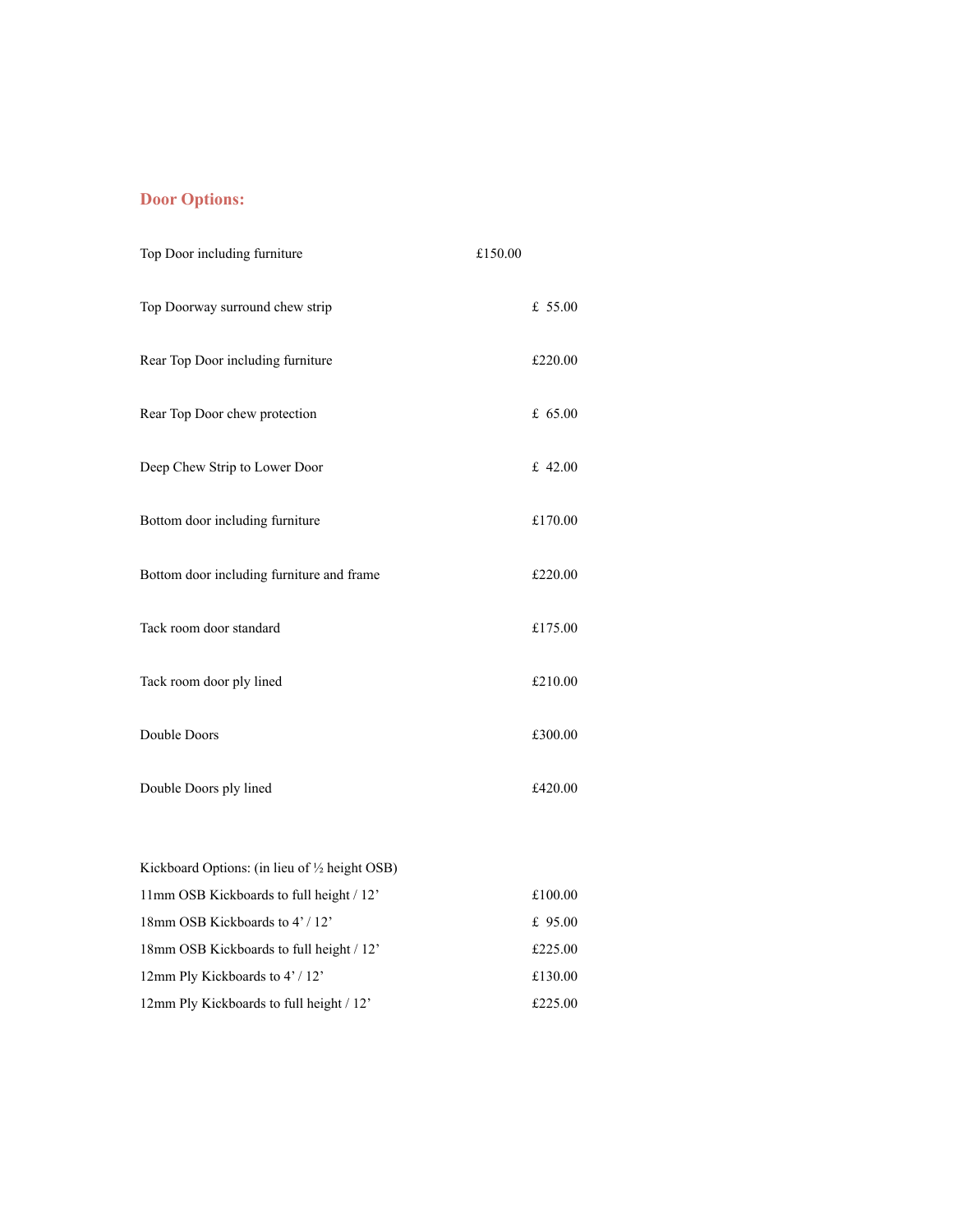## Door Options:

| | |
|---|---|
| Top Door including furniture | £150.00 |
| Top Doorway surround chew strip | £ 55.00 |
| Rear Top Door including furniture | £220.00 |
| Rear Top Door chew protection | £ 65.00 |
| Deep Chew Strip to Lower Door | £ 42.00 |
| Bottom door including furniture | £170.00 |
| Bottom door including furniture and frame | £220.00 |
| Tack room door standard | £175.00 |
| Tack room door ply lined | £210.00 |
| Double Doors | £300.00 |
| Double Doors ply lined | £420.00 |

Kickboard Options: (in lieu of ½ height OSB)

| | |
|---|---|
| 11mm OSB Kickboards to full height / 12' | £100.00 |
| 18mm OSB Kickboards to 4' / 12' | £ 95.00 |
| 18mm OSB Kickboards to full height / 12' | £225.00 |
| 12mm Ply Kickboards to 4' / 12' | £130.00 |
| 12mm Ply Kickboards to full height / 12' | £225.00 |